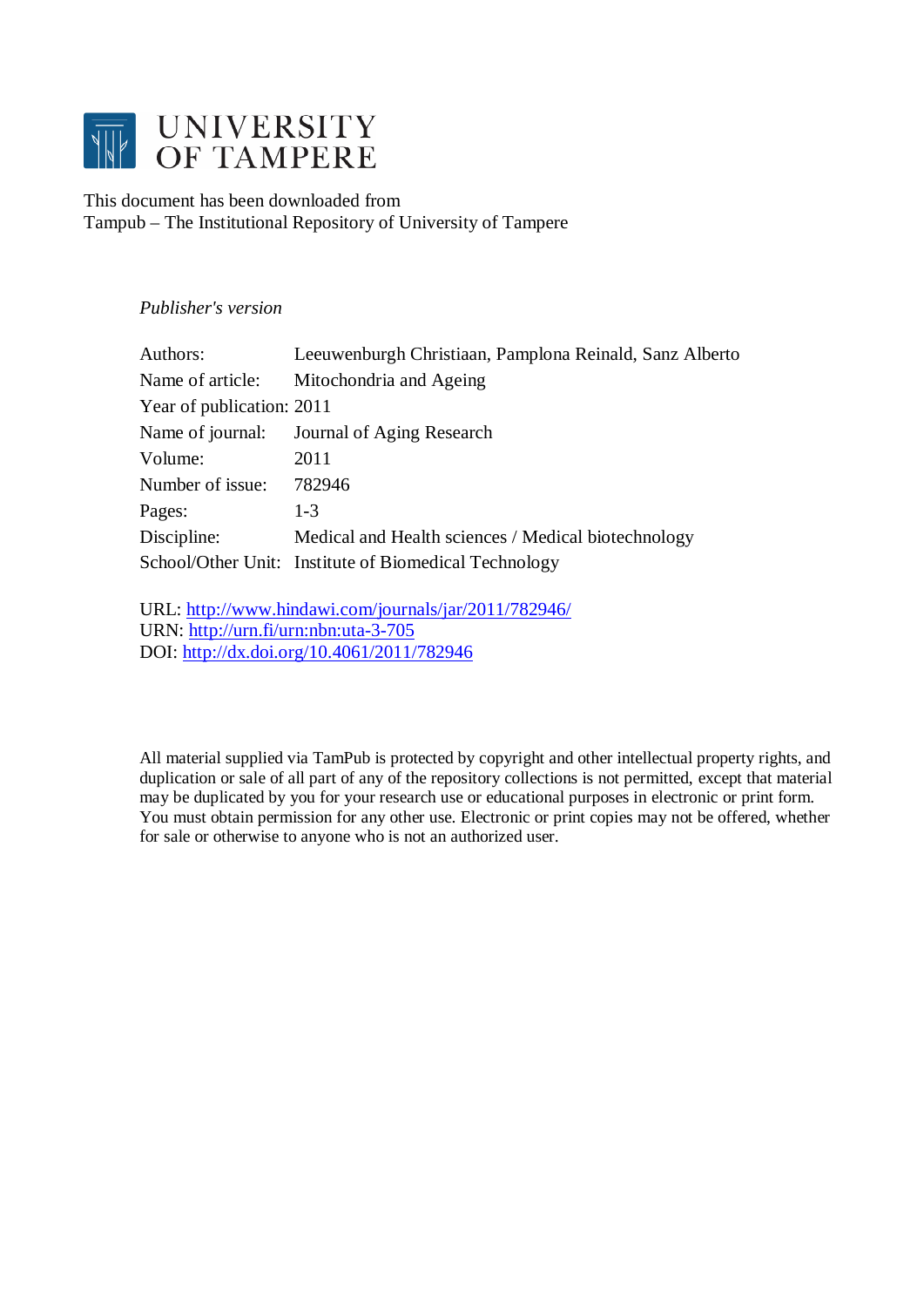# UNIVERSITY OF TAMPERE

This document has been downloaded from
Tampub – The Institutional Repository of University of Tampere

*Publisher's version*

| | |
|---|---|
| Authors: | Leeuwenburgh Christiaan, Pamplona Reinald, Sanz Alberto |
| Name of article: | Mitochondria and Ageing |
| Year of publication: | 2011 |
| Name of journal: | Journal of Aging Research |
| Volume: | 2011 |
| Number of issue: | 782946 |
| Pages: | 1-3 |
| Discipline: | Medical and Health sciences / Medical biotechnology |
| School/Other Unit: | Institute of Biomedical Technology |

URL: http://www.hindawi.com/journals/jar/2011/782946/
URN: http://urn.fi/urn:nbn:uta-3-705
DOI: http://dx.doi.org/10.4061/2011/782946

All material supplied via TamPub is protected by copyright and other intellectual property rights, and duplication or sale of all part of any of the repository collections is not permitted, except that material may be duplicated by you for your research use or educational purposes in electronic or print form. You must obtain permission for any other use. Electronic or print copies may not be offered, whether for sale or otherwise to anyone who is not an authorized user.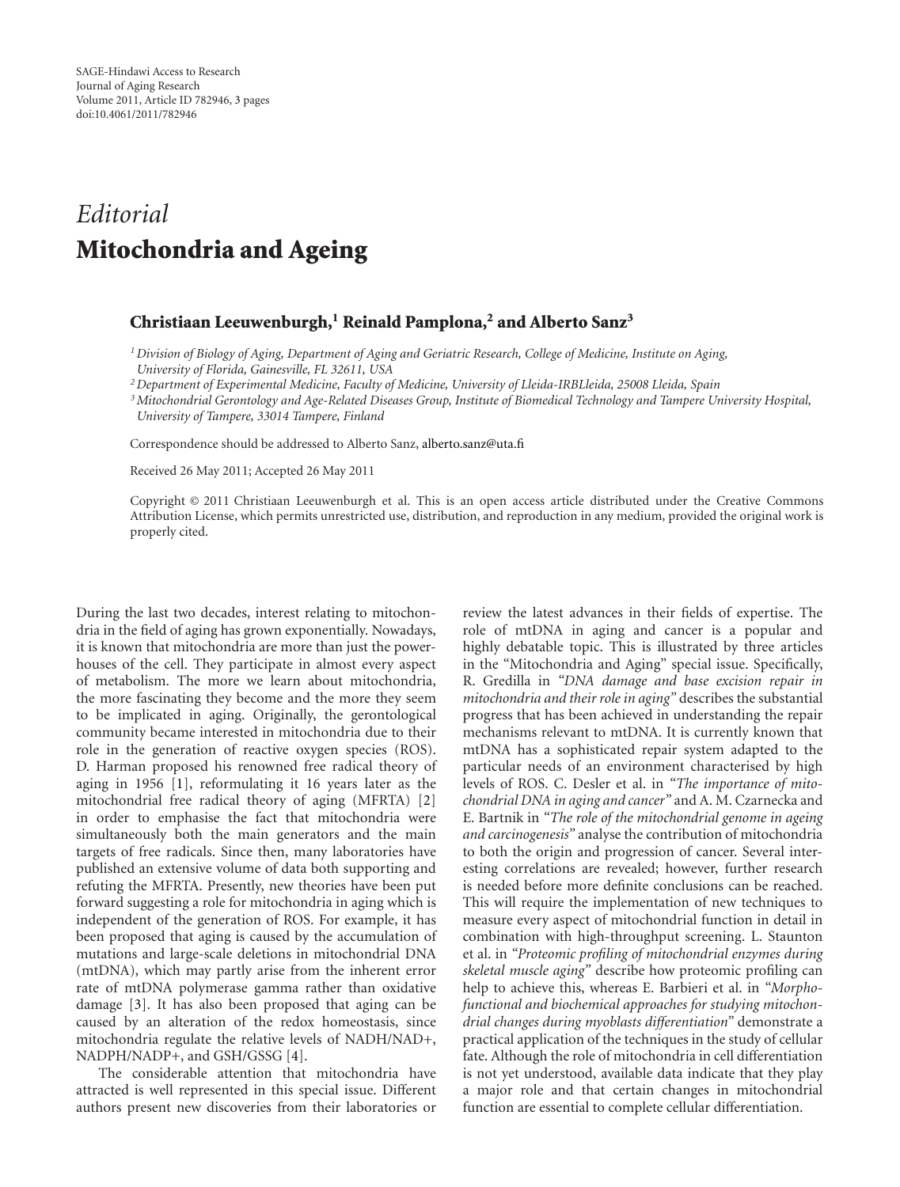*Editorial*

# Mitochondria and Ageing

**Christiaan Leeuwenburgh,[1] Reinald Pamplona,[2] and Alberto Sanz[3]**

[1] *Division of Biology of Aging, Department of Aging and Geriatric Research, College of Medicine, Institute on Aging, University of Florida, Gainesville, FL 32611, USA*

[2] *Department of Experimental Medicine, Faculty of Medicine, University of Lleida-IRBLleida, 25008 Lleida, Spain*

[3] *Mitochondrial Gerontology and Age-Related Diseases Group, Institute of Biomedical Technology and Tampere University Hospital, University of Tampere, 33014 Tampere, Finland*

Correspondence should be addressed to Alberto Sanz, alberto.sanz@uta.fi

Received 26 May 2011; Accepted 26 May 2011

Copyright © 2011 Christiaan Leeuwenburgh et al. This is an open access article distributed under the Creative Commons Attribution License, which permits unrestricted use, distribution, and reproduction in any medium, provided the original work is properly cited.

During the last two decades, interest relating to mitochondria in the field of aging has grown exponentially. Nowadays, it is known that mitochondria are more than just the powerhouses of the cell. They participate in almost every aspect of metabolism. The more we learn about mitochondria, the more fascinating they become and the more they seem to be implicated in aging. Originally, the gerontological community became interested in mitochondria due to their role in the generation of reactive oxygen species (ROS). D. Harman proposed his renowned free radical theory of aging in 1956 [1], reformulating it 16 years later as the mitochondrial free radical theory of aging (MFRTA) [2] in order to emphasise the fact that mitochondria were simultaneously both the main generators and the main targets of free radicals. Since then, many laboratories have published an extensive volume of data both supporting and refuting the MFRTA. Presently, new theories have been put forward suggesting a role for mitochondria in aging which is independent of the generation of ROS. For example, it has been proposed that aging is caused by the accumulation of mutations and large-scale deletions in mitochondrial DNA (mtDNA), which may partly arise from the inherent error rate of mtDNA polymerase gamma rather than oxidative damage [3]. It has also been proposed that aging can be caused by an alteration of the redox homeostasis, since mitochondria regulate the relative levels of NADH/NAD+, NADPH/NADP+, and GSH/GSSG [4].

The considerable attention that mitochondria have attracted is well represented in this special issue. Different authors present new discoveries from their laboratories or review the latest advances in their fields of expertise. The role of mtDNA in aging and cancer is a popular and highly debatable topic. This is illustrated by three articles in the "Mitochondria and Aging" special issue. Specifically, R. Gredilla in *"DNA damage and base excision repair in mitochondria and their role in aging"* describes the substantial progress that has been achieved in understanding the repair mechanisms relevant to mtDNA. It is currently known that mtDNA has a sophisticated repair system adapted to the particular needs of an environment characterised by high levels of ROS. C. Desler et al. in *"The importance of mitochondrial DNA in aging and cancer"* and A. M. Czarnecka and E. Bartnik in *"The role of the mitochondrial genome in ageing and carcinogenesis"* analyse the contribution of mitochondria to both the origin and progression of cancer. Several interesting correlations are revealed; however, further research is needed before more definite conclusions can be reached. This will require the implementation of new techniques to measure every aspect of mitochondrial function in detail in combination with high-throughput screening. L. Staunton et al. in *"Proteomic profiling of mitochondrial enzymes during skeletal muscle aging"* describe how proteomic profiling can help to achieve this, whereas E. Barbieri et al. in *"Morphofunctional and biochemical approaches for studying mitochondrial changes during myoblasts differentiation"* demonstrate a practical application of the techniques in the study of cellular fate. Although the role of mitochondria in cell differentiation is not yet understood, available data indicate that they play a major role and that certain changes in mitochondrial function are essential to complete cellular differentiation.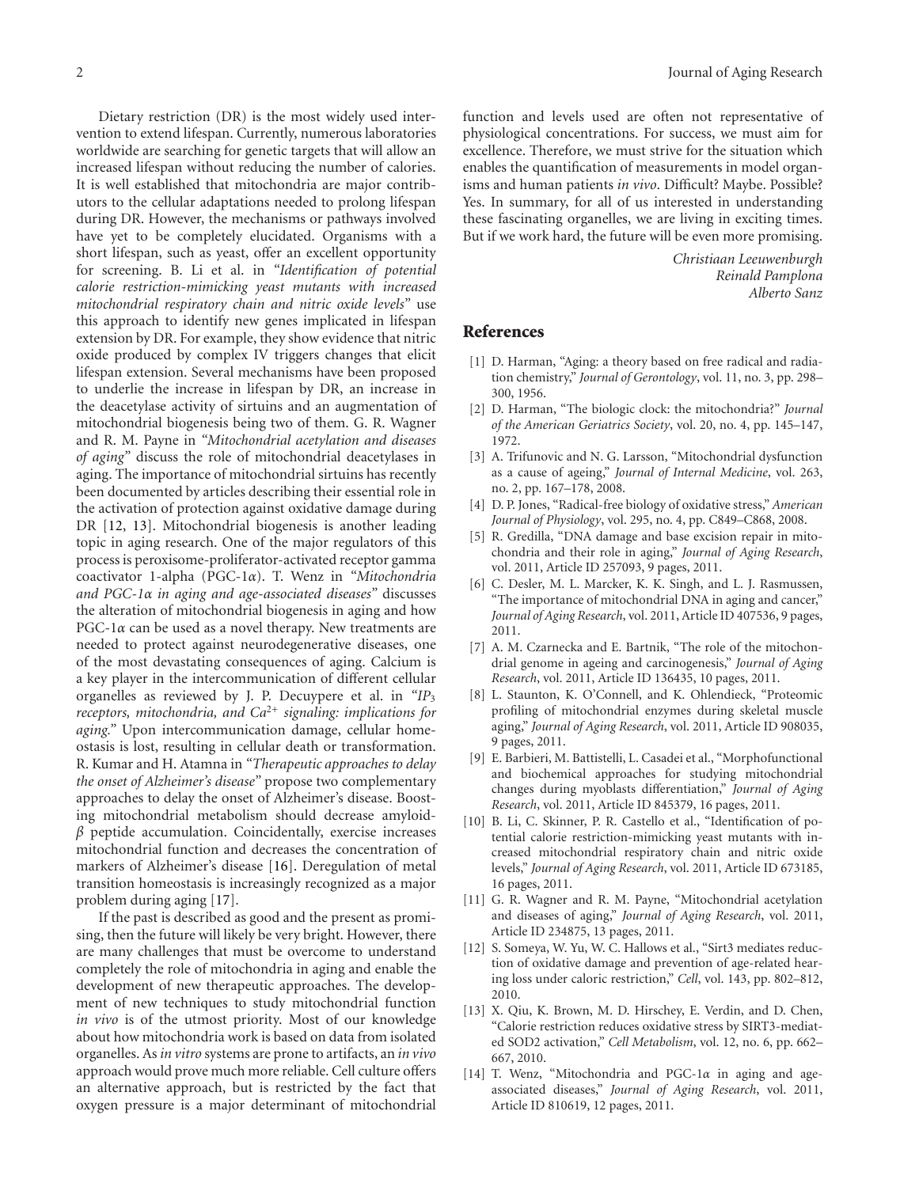Dietary restriction (DR) is the most widely used intervention to extend lifespan. Currently, numerous laboratories worldwide are searching for genetic targets that will allow an increased lifespan without reducing the number of calories. It is well established that mitochondria are major contributors to the cellular adaptations needed to prolong lifespan during DR. However, the mechanisms or pathways involved have yet to be completely elucidated. Organisms with a short lifespan, such as yeast, offer an excellent opportunity for screening. B. Li et al. in "*Identification of potential calorie restriction-mimicking yeast mutants with increased mitochondrial respiratory chain and nitric oxide levels*" use this approach to identify new genes implicated in lifespan extension by DR. For example, they show evidence that nitric oxide produced by complex IV triggers changes that elicit lifespan extension. Several mechanisms have been proposed to underlie the increase in lifespan by DR, an increase in the deacetylase activity of sirtuins and an augmentation of mitochondrial biogenesis being two of them. G. R. Wagner and R. M. Payne in "*Mitochondrial acetylation and diseases of aging*" discuss the role of mitochondrial deacetylases in aging. The importance of mitochondrial sirtuins has recently been documented by articles describing their essential role in the activation of protection against oxidative damage during DR [12, 13]. Mitochondrial biogenesis is another leading topic in aging research. One of the major regulators of this process is peroxisome-proliferator-activated receptor gamma coactivator 1-alpha (PGC-1$\alpha$). T. Wenz in "*Mitochondria and PGC-1$\alpha$ in aging and age-associated diseases*" discusses the alteration of mitochondrial biogenesis in aging and how PGC-1$\alpha$ can be used as a novel therapy. New treatments are needed to protect against neurodegenerative diseases, one of the most devastating consequences of aging. Calcium is a key player in the intercommunication of different cellular organelles as reviewed by J. P. Decuypere et al. in "*$IP_3$ receptors, mitochondria, and $Ca^{2+}$ signaling: implications for aging.*" Upon intercommunication damage, cellular homeostasis is lost, resulting in cellular death or transformation. R. Kumar and H. Atamna in "*Therapeutic approaches to delay the onset of Alzheimer's disease*" propose two complementary approaches to delay the onset of Alzheimer's disease. Boosting mitochondrial metabolism should decrease amyloid-$\beta$ peptide accumulation. Coincidentally, exercise increases mitochondrial function and decreases the concentration of markers of Alzheimer's disease [16]. Deregulation of metal transition homeostasis is increasingly recognized as a major problem during aging [17].

If the past is described as good and the present as promising, then the future will likely be very bright. However, there are many challenges that must be overcome to understand completely the role of mitochondria in aging and enable the development of new therapeutic approaches. The development of new techniques to study mitochondrial function *in vivo* is of the utmost priority. Most of our knowledge about how mitochondria work is based on data from isolated organelles. As *in vitro* systems are prone to artifacts, an *in vivo* approach would prove much more reliable. Cell culture offers an alternative approach, but is restricted by the fact that oxygen pressure is a major determinant of mitochondrial function and levels used are often not representative of physiological concentrations. For success, we must aim for excellence. Therefore, we must strive for the situation which enables the quantification of measurements in model organisms and human patients *in vivo*. Difficult? Maybe. Possible? Yes. In summary, for all of us interested in understanding these fascinating organelles, we are living in exciting times. But if we work hard, the future will be even more promising.

*Christiaan Leeuwenburgh*
*Reinald Pamplona*
*Alberto Sanz*

## References

[1] D. Harman, "Aging: a theory based on free radical and radiation chemistry," *Journal of Gerontology*, vol. 11, no. 3, pp. 298–300, 1956.

[2] D. Harman, "The biologic clock: the mitochondria?" *Journal of the American Geriatrics Society*, vol. 20, no. 4, pp. 145–147, 1972.

[3] A. Trifunovic and N. G. Larsson, "Mitochondrial dysfunction as a cause of ageing," *Journal of Internal Medicine*, vol. 263, no. 2, pp. 167–178, 2008.

[4] D. P. Jones, "Radical-free biology of oxidative stress," *American Journal of Physiology*, vol. 295, no. 4, pp. C849–C868, 2008.

[5] R. Gredilla, "DNA damage and base excision repair in mitochondria and their role in aging," *Journal of Aging Research*, vol. 2011, Article ID 257093, 9 pages, 2011.

[6] C. Desler, M. L. Marcker, K. K. Singh, and L. J. Rasmussen, "The importance of mitochondrial DNA in aging and cancer," *Journal of Aging Research*, vol. 2011, Article ID 407536, 9 pages, 2011.

[7] A. M. Czarnecka and E. Bartnik, "The role of the mitochondrial genome in ageing and carcinogenesis," *Journal of Aging Research*, vol. 2011, Article ID 136435, 10 pages, 2011.

[8] L. Staunton, K. O'Connell, and K. Ohlendieck, "Proteomic profiling of mitochondrial enzymes during skeletal muscle aging," *Journal of Aging Research*, vol. 2011, Article ID 908035, 9 pages, 2011.

[9] E. Barbieri, M. Battistelli, L. Casadei et al., "Morphofunctional and biochemical approaches for studying mitochondrial changes during myoblasts differentiation," *Journal of Aging Research*, vol. 2011, Article ID 845379, 16 pages, 2011.

[10] B. Li, C. Skinner, P. R. Castello et al., "Identification of potential calorie restriction-mimicking yeast mutants with increased mitochondrial respiratory chain and nitric oxide levels," *Journal of Aging Research*, vol. 2011, Article ID 673185, 16 pages, 2011.

[11] G. R. Wagner and R. M. Payne, "Mitochondrial acetylation and diseases of aging," *Journal of Aging Research*, vol. 2011, Article ID 234875, 13 pages, 2011.

[12] S. Someya, W. Yu, W. C. Hallows et al., "Sirt3 mediates reduction of oxidative damage and prevention of age-related hearing loss under caloric restriction," *Cell*, vol. 143, pp. 802–812, 2010.

[13] X. Qiu, K. Brown, M. D. Hirschey, E. Verdin, and D. Chen, "Calorie restriction reduces oxidative stress by SIRT3-mediated SOD2 activation," *Cell Metabolism*, vol. 12, no. 6, pp. 662–667, 2010.

[14] T. Wenz, "Mitochondria and PGC-1$\alpha$ in aging and age-associated diseases," *Journal of Aging Research*, vol. 2011, Article ID 810619, 12 pages, 2011.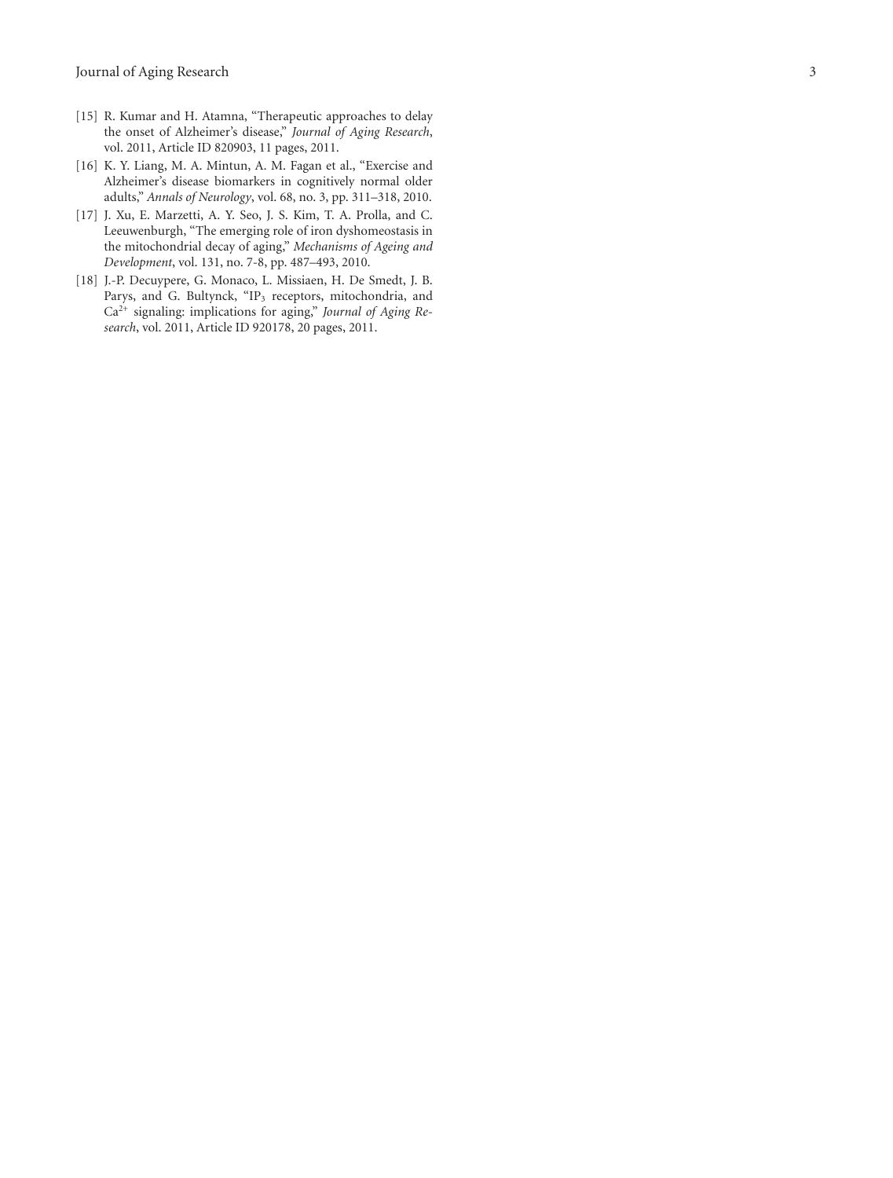[15] R. Kumar and H. Atamna, "Therapeutic approaches to delay the onset of Alzheimer's disease," *Journal of Aging Research*, vol. 2011, Article ID 820903, 11 pages, 2011.

[16] K. Y. Liang, M. A. Mintun, A. M. Fagan et al., "Exercise and Alzheimer's disease biomarkers in cognitively normal older adults," *Annals of Neurology*, vol. 68, no. 3, pp. 311–318, 2010.

[17] J. Xu, E. Marzetti, A. Y. Seo, J. S. Kim, T. A. Prolla, and C. Leeuwenburgh, "The emerging role of iron dyshomeostasis in the mitochondrial decay of aging," *Mechanisms of Ageing and Development*, vol. 131, no. 7-8, pp. 487–493, 2010.

[18] J.-P. Decuypere, G. Monaco, L. Missiaen, H. De Smedt, J. B. Parys, and G. Bultynck, "$IP_3$ receptors, mitochondria, and $Ca^{2+}$ signaling: implications for aging," *Journal of Aging Research*, vol. 2011, Article ID 920178, 20 pages, 2011.